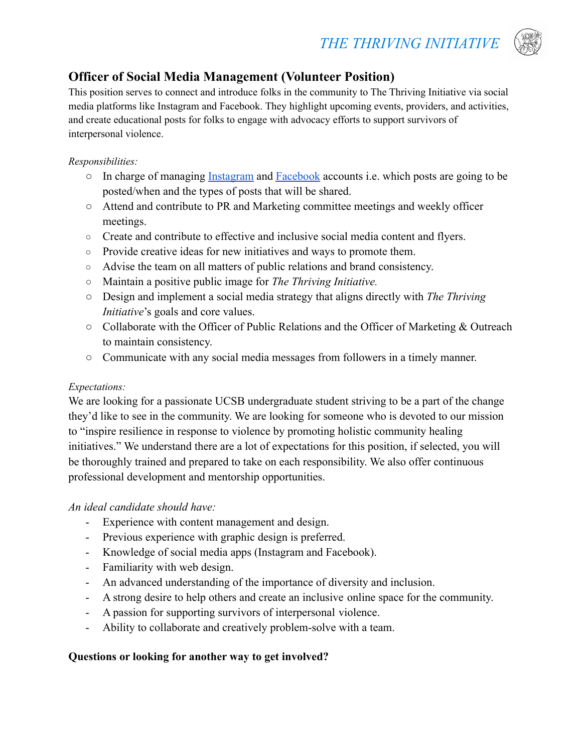*THE THRIVING INITIATIVE*

## Officer of Social Media Management (Volunteer Position)

This position serves to connect and introduce folks in the community to The Thriving Initiative via social media platforms like Instagram and Facebook. They highlight upcoming events, providers, and activities, and create educational posts for folks to engage with advocacy efforts to support survivors of interpersonal violence.

*Responsibilities:*

- In charge of managing Instagram and Facebook accounts i.e. which posts are going to be posted/when and the types of posts that will be shared.
- Attend and contribute to PR and Marketing committee meetings and weekly officer meetings.
- Create and contribute to effective and inclusive social media content and flyers.
- Provide creative ideas for new initiatives and ways to promote them.
- Advise the team on all matters of public relations and brand consistency.
- Maintain a positive public image for *The Thriving Initiative.*
- Design and implement a social media strategy that aligns directly with *The Thriving Initiative*'s goals and core values.
- Collaborate with the Officer of Public Relations and the Officer of Marketing & Outreach to maintain consistency.
- Communicate with any social media messages from followers in a timely manner.

*Expectations:*

We are looking for a passionate UCSB undergraduate student striving to be a part of the change they'd like to see in the community. We are looking for someone who is devoted to our mission to "inspire resilience in response to violence by promoting holistic community healing initiatives." We understand there are a lot of expectations for this position, if selected, you will be thoroughly trained and prepared to take on each responsibility. We also offer continuous professional development and mentorship opportunities.

*An ideal candidate should have:*

- Experience with content management and design.
- Previous experience with graphic design is preferred.
- Knowledge of social media apps (Instagram and Facebook).
- Familiarity with web design.
- An advanced understanding of the importance of diversity and inclusion.
- A strong desire to help others and create an inclusive online space for the community.
- A passion for supporting survivors of interpersonal violence.
- Ability to collaborate and creatively problem-solve with a team.

**Questions or looking for another way to get involved?**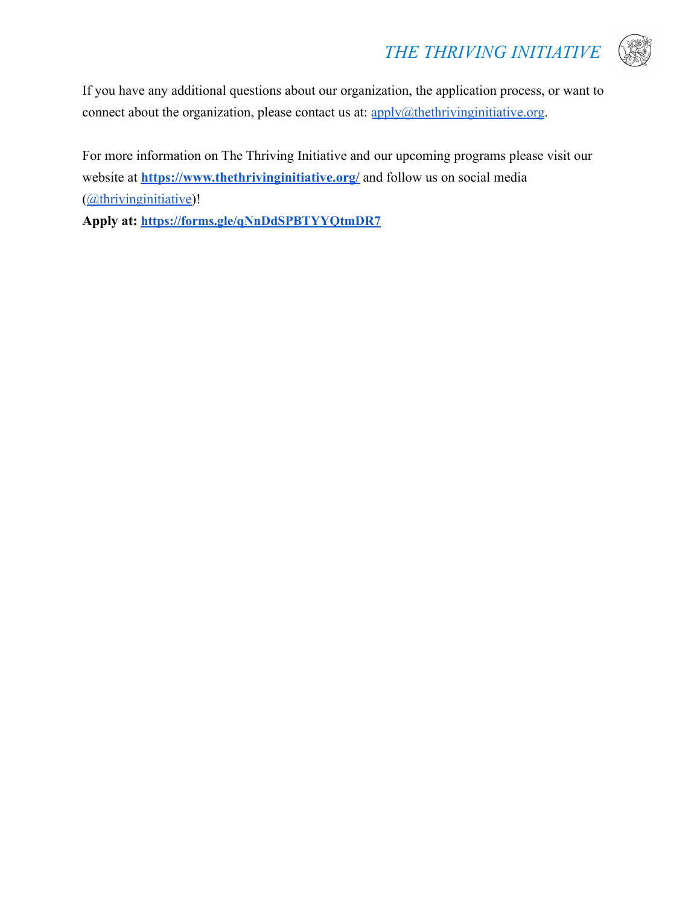If you have any additional questions about our organization, the application process, or want to connect about the organization, please contact us at: apply@thethrivinginitiative.org.

For more information on The Thriving Initiative and our upcoming programs please visit our website at **https://www.thethrivinginitiative.org/** and follow us on social media (@thrivinginitiative)!

**Apply at: https://forms.gle/qNnDdSPBTYYQtmDR7**